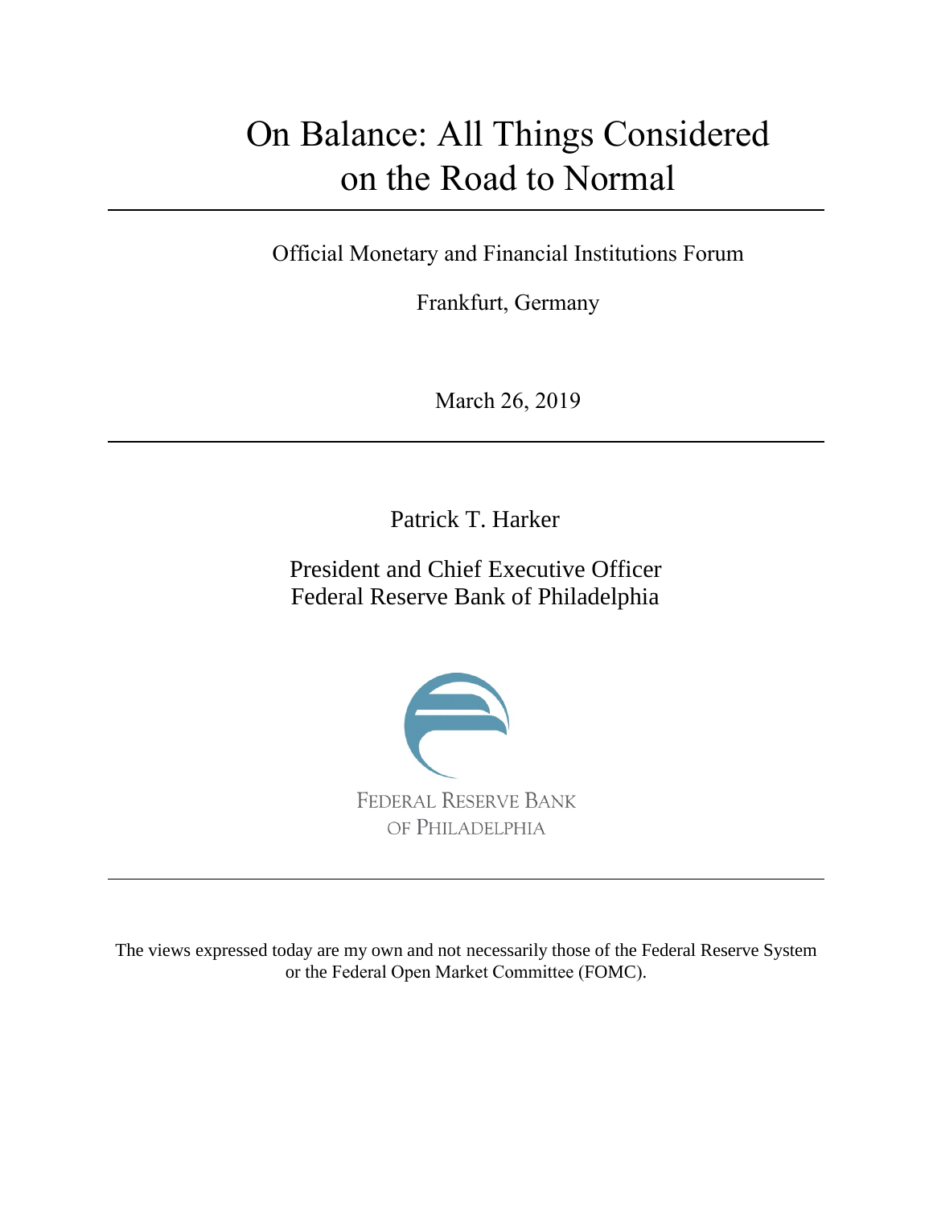# On Balance: All Things Considered on the Road to Normal

Official Monetary and Financial Institutions Forum

Frankfurt, Germany

March 26, 2019

Patrick T. Harker

President and Chief Executive Officer
Federal Reserve Bank of Philadelphia

FEDERAL RESERVE BANK
OF PHILADELPHIA

The views expressed today are my own and not necessarily those of the Federal Reserve System or the Federal Open Market Committee (FOMC).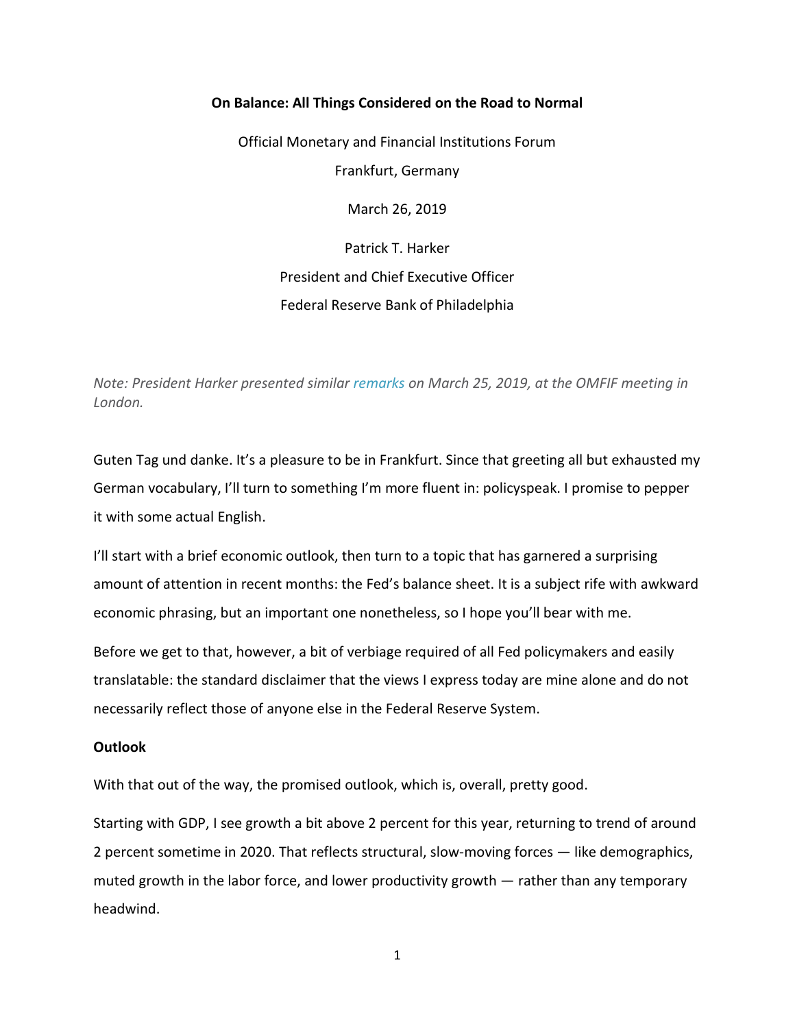**On Balance: All Things Considered on the Road to Normal**

Official Monetary and Financial Institutions Forum

Frankfurt, Germany

March 26, 2019

Patrick T. Harker

President and Chief Executive Officer

Federal Reserve Bank of Philadelphia

*Note: President Harker presented similar [remarks](remarks) on March 25, 2019, at the OMFIF meeting in London.*

Guten Tag und danke. It's a pleasure to be in Frankfurt. Since that greeting all but exhausted my German vocabulary, I'll turn to something I'm more fluent in: policyspeak. I promise to pepper it with some actual English.

I'll start with a brief economic outlook, then turn to a topic that has garnered a surprising amount of attention in recent months: the Fed's balance sheet. It is a subject rife with awkward economic phrasing, but an important one nonetheless, so I hope you'll bear with me.

Before we get to that, however, a bit of verbiage required of all Fed policymakers and easily translatable: the standard disclaimer that the views I express today are mine alone and do not necessarily reflect those of anyone else in the Federal Reserve System.

**Outlook**

With that out of the way, the promised outlook, which is, overall, pretty good.

Starting with GDP, I see growth a bit above 2 percent for this year, returning to trend of around 2 percent sometime in 2020. That reflects structural, slow-moving forces — like demographics, muted growth in the labor force, and lower productivity growth — rather than any temporary headwind.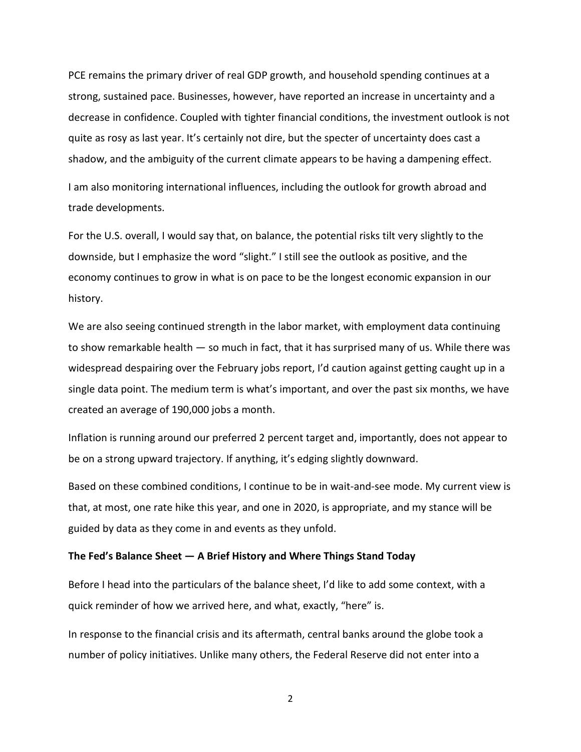PCE remains the primary driver of real GDP growth, and household spending continues at a strong, sustained pace. Businesses, however, have reported an increase in uncertainty and a decrease in confidence. Coupled with tighter financial conditions, the investment outlook is not quite as rosy as last year. It's certainly not dire, but the specter of uncertainty does cast a shadow, and the ambiguity of the current climate appears to be having a dampening effect.

I am also monitoring international influences, including the outlook for growth abroad and trade developments.

For the U.S. overall, I would say that, on balance, the potential risks tilt very slightly to the downside, but I emphasize the word "slight." I still see the outlook as positive, and the economy continues to grow in what is on pace to be the longest economic expansion in our history.

We are also seeing continued strength in the labor market, with employment data continuing to show remarkable health — so much in fact, that it has surprised many of us. While there was widespread despairing over the February jobs report, I'd caution against getting caught up in a single data point. The medium term is what's important, and over the past six months, we have created an average of 190,000 jobs a month.

Inflation is running around our preferred 2 percent target and, importantly, does not appear to be on a strong upward trajectory. If anything, it's edging slightly downward.

Based on these combined conditions, I continue to be in wait-and-see mode. My current view is that, at most, one rate hike this year, and one in 2020, is appropriate, and my stance will be guided by data as they come in and events as they unfold.

**The Fed's Balance Sheet — A Brief History and Where Things Stand Today**

Before I head into the particulars of the balance sheet, I'd like to add some context, with a quick reminder of how we arrived here, and what, exactly, "here" is.

In response to the financial crisis and its aftermath, central banks around the globe took a number of policy initiatives. Unlike many others, the Federal Reserve did not enter into a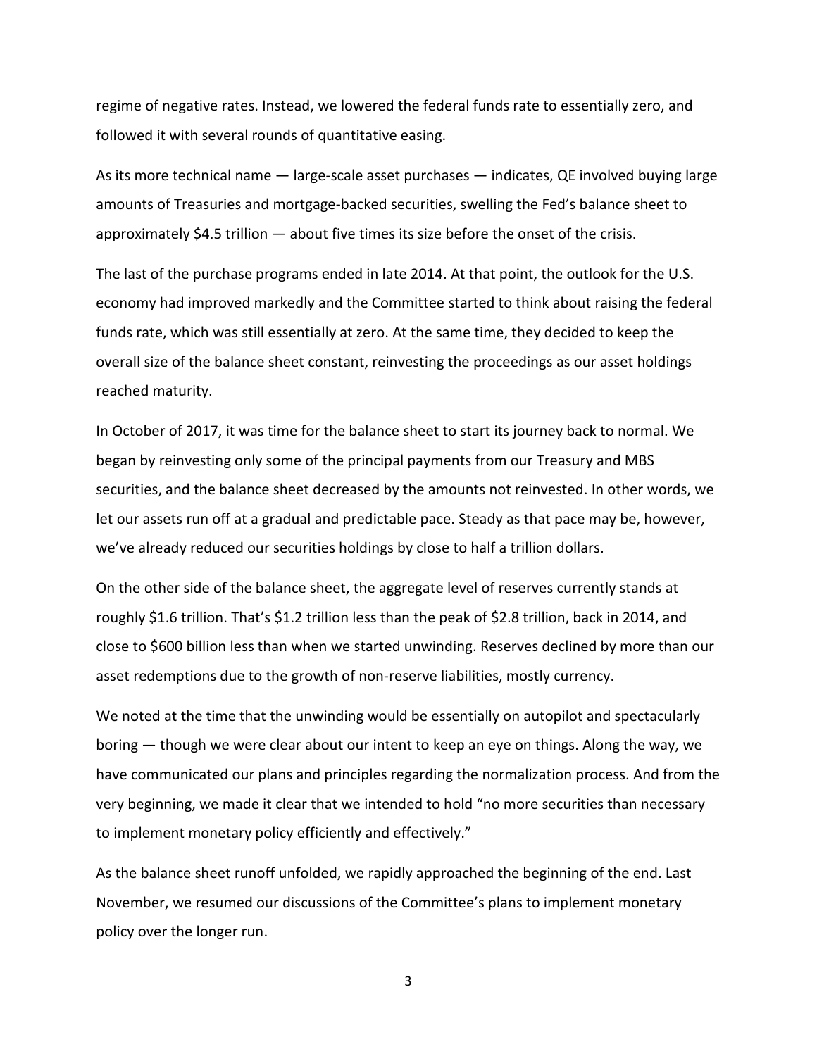regime of negative rates. Instead, we lowered the federal funds rate to essentially zero, and followed it with several rounds of quantitative easing.

As its more technical name — large-scale asset purchases — indicates, QE involved buying large amounts of Treasuries and mortgage-backed securities, swelling the Fed's balance sheet to approximately $4.5 trillion — about five times its size before the onset of the crisis.

The last of the purchase programs ended in late 2014. At that point, the outlook for the U.S. economy had improved markedly and the Committee started to think about raising the federal funds rate, which was still essentially at zero. At the same time, they decided to keep the overall size of the balance sheet constant, reinvesting the proceedings as our asset holdings reached maturity.

In October of 2017, it was time for the balance sheet to start its journey back to normal. We began by reinvesting only some of the principal payments from our Treasury and MBS securities, and the balance sheet decreased by the amounts not reinvested. In other words, we let our assets run off at a gradual and predictable pace. Steady as that pace may be, however, we've already reduced our securities holdings by close to half a trillion dollars.

On the other side of the balance sheet, the aggregate level of reserves currently stands at roughly $1.6 trillion. That's $1.2 trillion less than the peak of $2.8 trillion, back in 2014, and close to $600 billion less than when we started unwinding. Reserves declined by more than our asset redemptions due to the growth of non-reserve liabilities, mostly currency.

We noted at the time that the unwinding would be essentially on autopilot and spectacularly boring — though we were clear about our intent to keep an eye on things. Along the way, we have communicated our plans and principles regarding the normalization process. And from the very beginning, we made it clear that we intended to hold "no more securities than necessary to implement monetary policy efficiently and effectively."

As the balance sheet runoff unfolded, we rapidly approached the beginning of the end. Last November, we resumed our discussions of the Committee's plans to implement monetary policy over the longer run.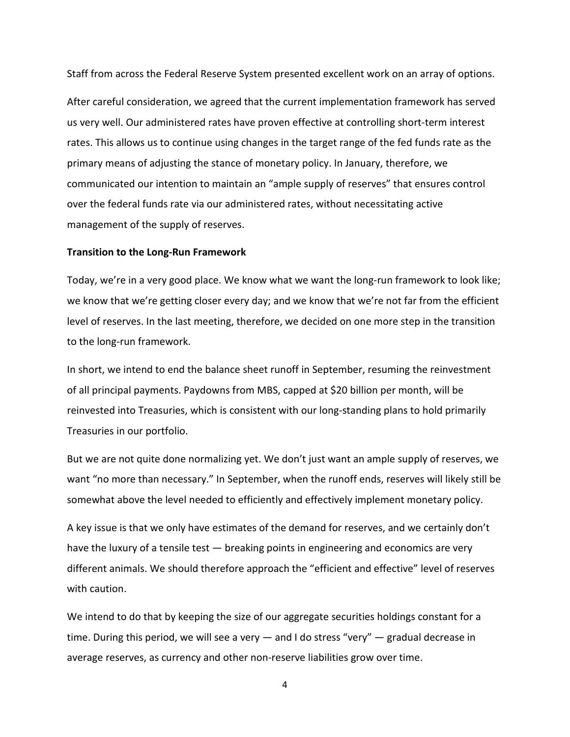Staff from across the Federal Reserve System presented excellent work on an array of options.

After careful consideration, we agreed that the current implementation framework has served us very well. Our administered rates have proven effective at controlling short-term interest rates. This allows us to continue using changes in the target range of the fed funds rate as the primary means of adjusting the stance of monetary policy. In January, therefore, we communicated our intention to maintain an "ample supply of reserves" that ensures control over the federal funds rate via our administered rates, without necessitating active management of the supply of reserves.

**Transition to the Long-Run Framework**

Today, we're in a very good place. We know what we want the long-run framework to look like; we know that we're getting closer every day; and we know that we're not far from the efficient level of reserves. In the last meeting, therefore, we decided on one more step in the transition to the long-run framework.

In short, we intend to end the balance sheet runoff in September, resuming the reinvestment of all principal payments. Paydowns from MBS, capped at $20 billion per month, will be reinvested into Treasuries, which is consistent with our long-standing plans to hold primarily Treasuries in our portfolio.

But we are not quite done normalizing yet. We don't just want an ample supply of reserves, we want "no more than necessary." In September, when the runoff ends, reserves will likely still be somewhat above the level needed to efficiently and effectively implement monetary policy.

A key issue is that we only have estimates of the demand for reserves, and we certainly don't have the luxury of a tensile test — breaking points in engineering and economics are very different animals. We should therefore approach the "efficient and effective" level of reserves with caution.

We intend to do that by keeping the size of our aggregate securities holdings constant for a time. During this period, we will see a very — and I do stress "very" — gradual decrease in average reserves, as currency and other non-reserve liabilities grow over time.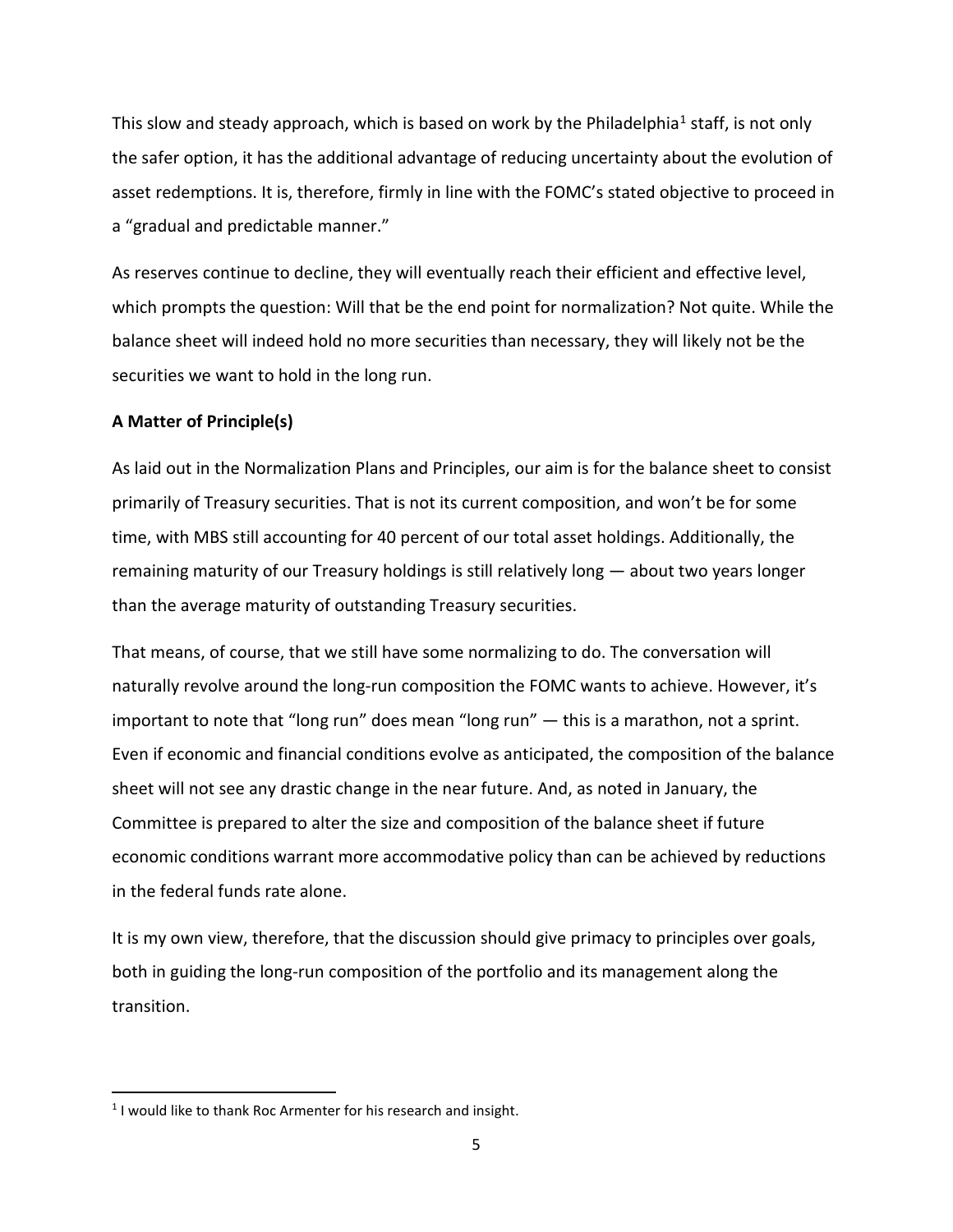This slow and steady approach, which is based on work by the Philadelphia[1] staff, is not only the safer option, it has the additional advantage of reducing uncertainty about the evolution of asset redemptions. It is, therefore, firmly in line with the FOMC's stated objective to proceed in a "gradual and predictable manner."

As reserves continue to decline, they will eventually reach their efficient and effective level, which prompts the question: Will that be the end point for normalization? Not quite. While the balance sheet will indeed hold no more securities than necessary, they will likely not be the securities we want to hold in the long run.

**A Matter of Principle(s)**

As laid out in the Normalization Plans and Principles, our aim is for the balance sheet to consist primarily of Treasury securities. That is not its current composition, and won't be for some time, with MBS still accounting for 40 percent of our total asset holdings. Additionally, the remaining maturity of our Treasury holdings is still relatively long — about two years longer than the average maturity of outstanding Treasury securities.

That means, of course, that we still have some normalizing to do. The conversation will naturally revolve around the long-run composition the FOMC wants to achieve. However, it's important to note that "long run" does mean "long run" — this is a marathon, not a sprint. Even if economic and financial conditions evolve as anticipated, the composition of the balance sheet will not see any drastic change in the near future. And, as noted in January, the Committee is prepared to alter the size and composition of the balance sheet if future economic conditions warrant more accommodative policy than can be achieved by reductions in the federal funds rate alone.

It is my own view, therefore, that the discussion should give primacy to principles over goals, both in guiding the long-run composition of the portfolio and its management along the transition.

---

[1] I would like to thank Roc Armenter for his research and insight.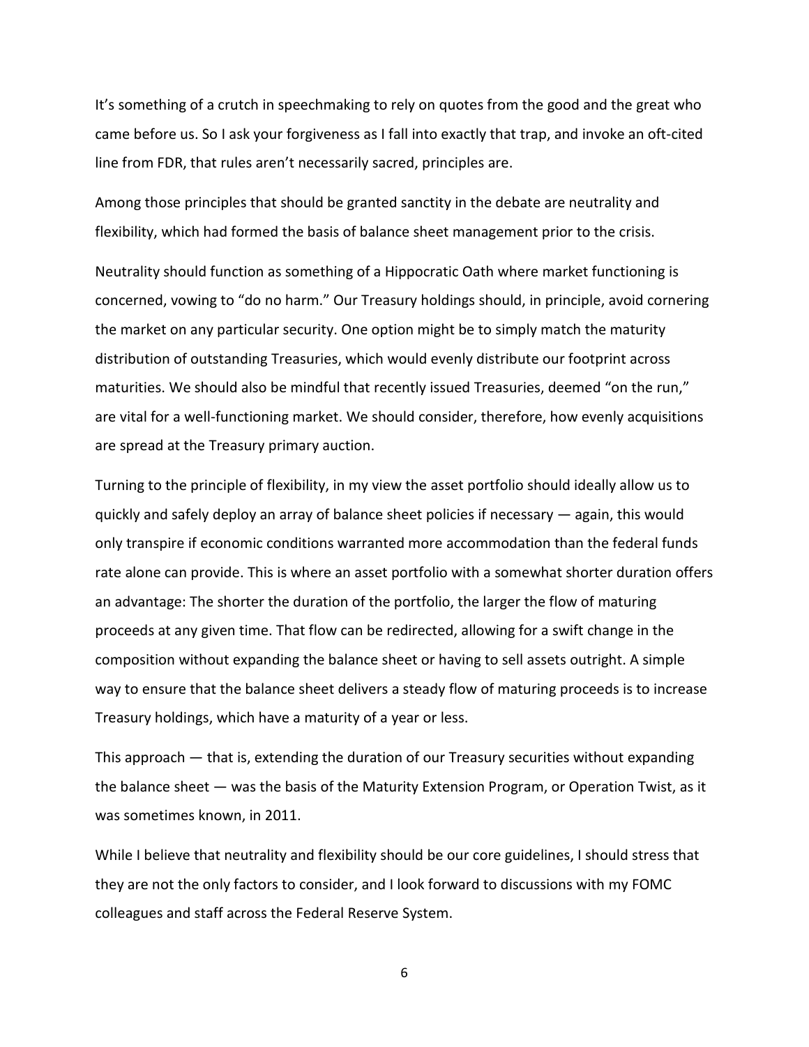It's something of a crutch in speechmaking to rely on quotes from the good and the great who came before us. So I ask your forgiveness as I fall into exactly that trap, and invoke an oft-cited line from FDR, that rules aren't necessarily sacred, principles are.

Among those principles that should be granted sanctity in the debate are neutrality and flexibility, which had formed the basis of balance sheet management prior to the crisis.

Neutrality should function as something of a Hippocratic Oath where market functioning is concerned, vowing to "do no harm." Our Treasury holdings should, in principle, avoid cornering the market on any particular security. One option might be to simply match the maturity distribution of outstanding Treasuries, which would evenly distribute our footprint across maturities. We should also be mindful that recently issued Treasuries, deemed "on the run," are vital for a well-functioning market. We should consider, therefore, how evenly acquisitions are spread at the Treasury primary auction.

Turning to the principle of flexibility, in my view the asset portfolio should ideally allow us to quickly and safely deploy an array of balance sheet policies if necessary — again, this would only transpire if economic conditions warranted more accommodation than the federal funds rate alone can provide. This is where an asset portfolio with a somewhat shorter duration offers an advantage: The shorter the duration of the portfolio, the larger the flow of maturing proceeds at any given time. That flow can be redirected, allowing for a swift change in the composition without expanding the balance sheet or having to sell assets outright. A simple way to ensure that the balance sheet delivers a steady flow of maturing proceeds is to increase Treasury holdings, which have a maturity of a year or less.

This approach — that is, extending the duration of our Treasury securities without expanding the balance sheet — was the basis of the Maturity Extension Program, or Operation Twist, as it was sometimes known, in 2011.

While I believe that neutrality and flexibility should be our core guidelines, I should stress that they are not the only factors to consider, and I look forward to discussions with my FOMC colleagues and staff across the Federal Reserve System.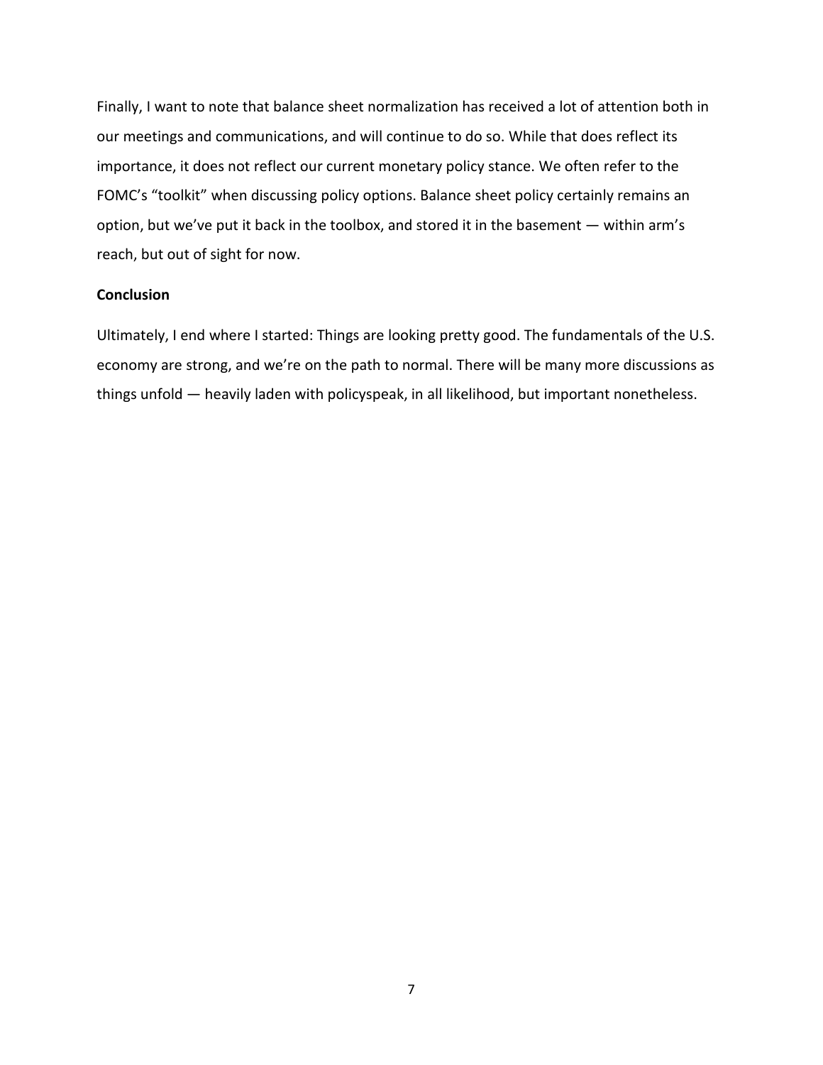Finally, I want to note that balance sheet normalization has received a lot of attention both in our meetings and communications, and will continue to do so. While that does reflect its importance, it does not reflect our current monetary policy stance. We often refer to the FOMC's "toolkit" when discussing policy options. Balance sheet policy certainly remains an option, but we've put it back in the toolbox, and stored it in the basement — within arm's reach, but out of sight for now.

**Conclusion**

Ultimately, I end where I started: Things are looking pretty good. The fundamentals of the U.S. economy are strong, and we're on the path to normal. There will be many more discussions as things unfold — heavily laden with policyspeak, in all likelihood, but important nonetheless.